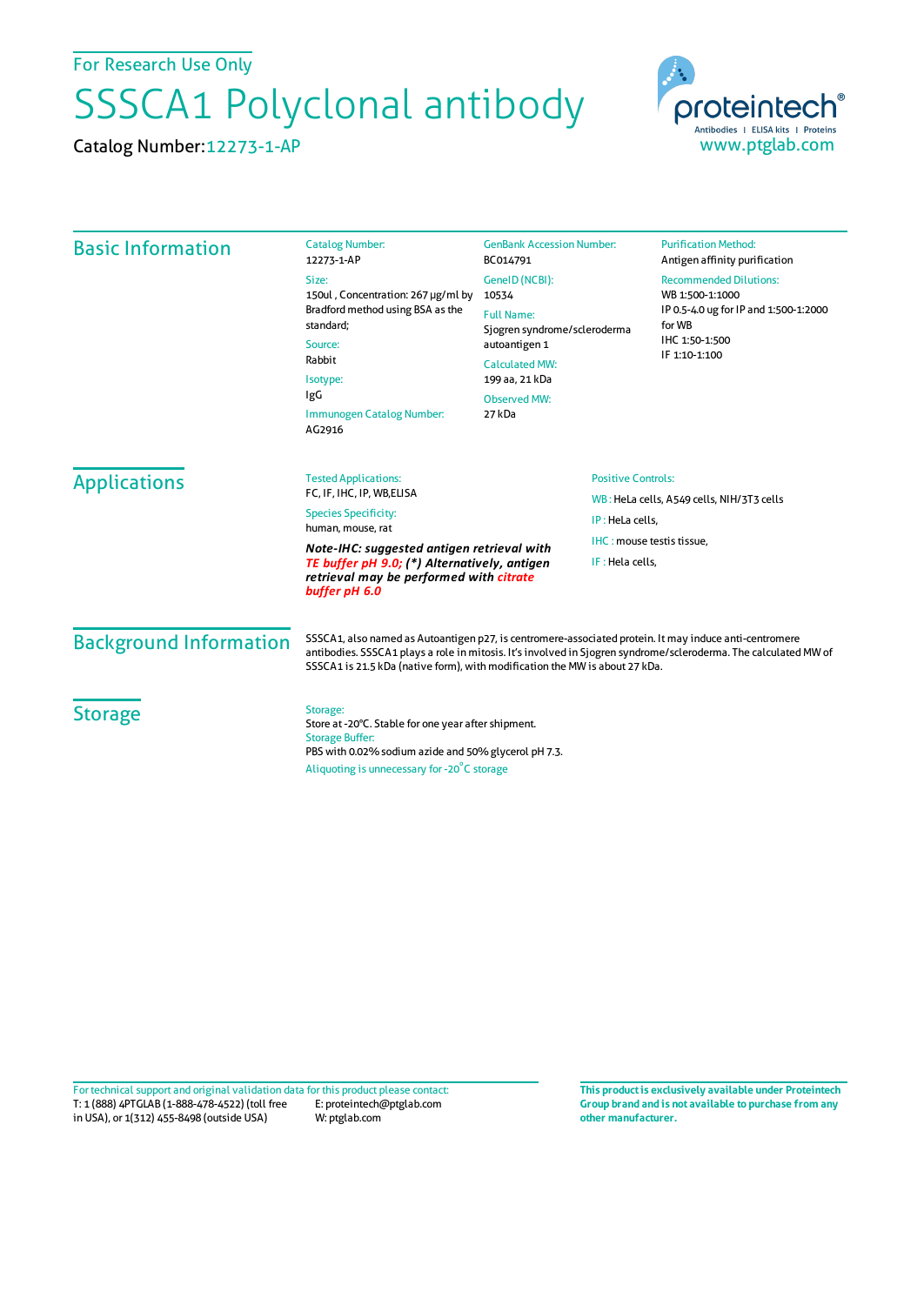For Research Use Only

# SSSCA1 Polyclonal antibody

Catalog Number: 12273-1-AP

proteintech® Antibodies | ELISA kits | Proteins
www.ptglab.com

## Basic Information

Catalog Number:
12273-1-AP

Size:
150ul , Concentration: 267 μg/ml by Bradford method using BSA as the standard;

Source:
Rabbit

Isotype:
IgG

Immunogen Catalog Number:
AG2916

GenBank Accession Number:
BC014791

GeneID (NCBI):
10534

Full Name:
Sjogren syndrome/scleroderma autoantigen 1

Calculated MW:
199 aa, 21 kDa

Observed MW:
27 kDa

Purification Method:
Antigen affinity purification

Recommended Dilutions:
WB 1:500-1:1000
IP 0.5-4.0 ug for IP and 1:500-1:2000 for WB
IHC 1:50-1:500
IF 1:10-1:100

## Applications

Tested Applications:
FC, IF, IHC, IP, WB,ELISA

Species Specificity:
human, mouse, rat

***Note-IHC: suggested antigen retrieval with TE buffer pH 9.0; (\*) Alternatively, antigen retrieval may be performed with citrate buffer pH 6.0***

Positive Controls:

WB : HeLa cells, A549 cells, NIH/3T3 cells

IP : HeLa cells,

IHC : mouse testis tissue,

IF : Hela cells,

## Background Information

SSSCA1, also named as Autoantigen p27, is centromere-associated protein. It may induce anti-centromere antibodies. SSSCA1 plays a role in mitosis. It's involved in Sjogren syndrome/scleroderma. The calculated MW of SSSCA1 is 21.5 kDa (native form), with modification the MW is about 27 kDa.

## Storage

Storage:
Store at -20°C. Stable for one year after shipment.

Storage Buffer:
PBS with 0.02% sodium azide and 50% glycerol pH 7.3.

Aliquoting is unnecessary for -20°C storage

For technical support and original validation data for this product please contact:
T: 1 (888) 4PTGLAB (1-888-478-4522) (toll free in USA), or 1(312) 455-8498 (outside USA)
E: proteintech@ptglab.com
W: ptglab.com

**This product is exclusively available under Proteintech Group brand and is not available to purchase from any other manufacturer.**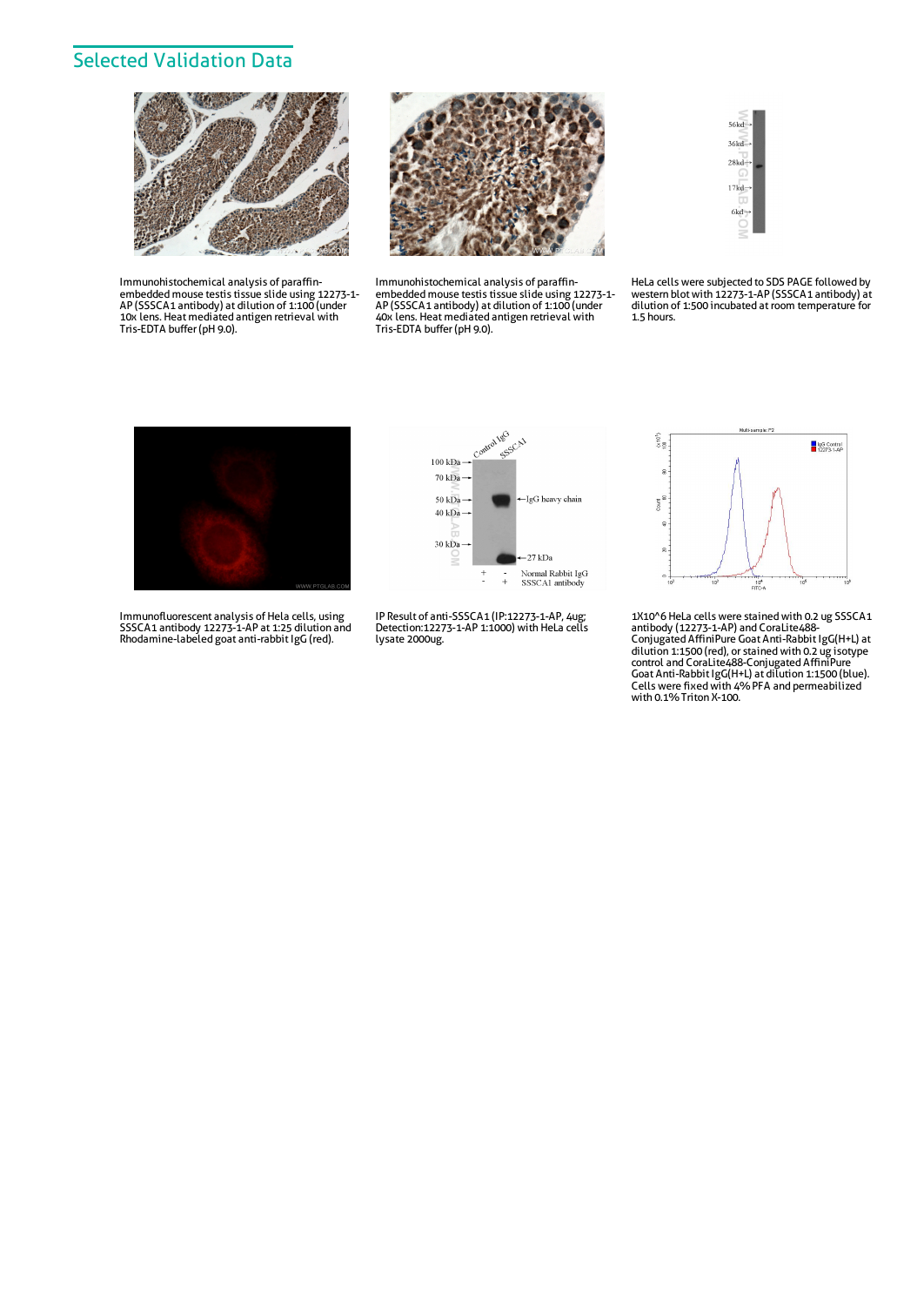## Selected Validation Data

Immunohistochemical analysis of paraffin-embedded mouse testis tissue slide using 12273-1-AP (SSSCA1 antibody) at dilution of 1:100 (under 10x lens. Heat mediated antigen retrieval with Tris-EDTA buffer (pH 9.0).

Immunohistochemical analysis of paraffin-embedded mouse testis tissue slide using 12273-1-AP (SSSCA1 antibody) at dilution of 1:100 (under 40x lens. Heat mediated antigen retrieval with Tris-EDTA buffer (pH 9.0).

56kd
36kd
28kd
17kd
6kd

HeLa cells were subjected to SDS PAGE followed by western blot with 12273-1-AP (SSSCA1 antibody) at dilution of 1:500 incubated at room temperature for 1.5 hours.

Immunofluorescent analysis of Hela cells, using SSSCA1 antibody 12273-1-AP at 1:25 dilution and Rhodamine-labeled goat anti-rabbit IgG (red).

Control IgG
SSSCA1
100 kDa
70 kDa
50 kDa
40 kDa
30 kDa
IgG heavy chain
27 kDa
Normal Rabbit IgG
SSSCA1 antibody

IP Result of anti-SSSCA1 (IP:12273-1-AP, 4ug; Detection:12273-1-AP 1:1000) with HeLa cells lysate 2000ug.

Multi-sample: P2
IgG Control
12273-1-AP
Count
FITC-A

1X10^6 HeLa cells were stained with 0.2 ug SSSCA1 antibody (12273-1-AP) and CoraLite488-Conjugated AffiniPure Goat Anti-Rabbit IgG(H+L) at dilution 1:1500 (red), or stained with 0.2 ug isotype control and CoraLite488-Conjugated AffiniPure Goat Anti-Rabbit IgG(H+L) at dilution 1:1500 (blue). Cells were fixed with 4% PFA and permeabilized with 0.1% Triton X-100.